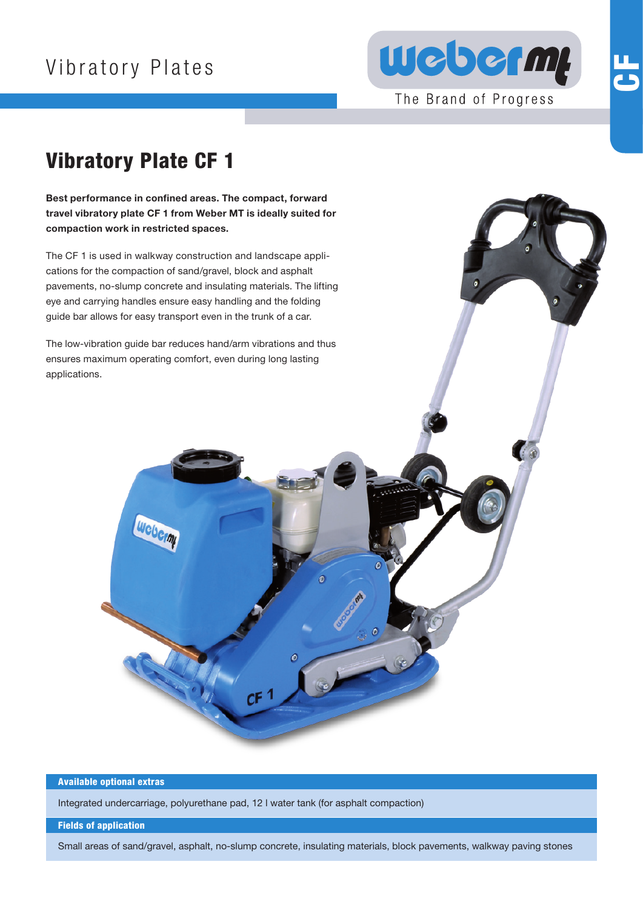Vibratory Plates

The Brand of Progress

# Vibratory Plate CF 1

**Best performance in confined areas. The compact, forward travel vibratory plate CF 1 from Weber MT is ideally suited for compaction work in restricted spaces.**

The CF 1 is used in walkway construction and landscape applications for the compaction of sand/gravel, block and asphalt pavements, no-slump concrete and insulating materials. The lifting eye and carrying handles ensure easy handling and the folding guide bar allows for easy transport even in the trunk of a car.

The low-vibration guide bar reduces hand/arm vibrations and thus ensures maximum operating comfort, even during long lasting applications.

**Available optional extras**

Integrated undercarriage, polyurethane pad, 12 l water tank (for asphalt compaction)

**Fields of application**

Small areas of sand/gravel, asphalt, no-slump concrete, insulating materials, block pavements, walkway paving stones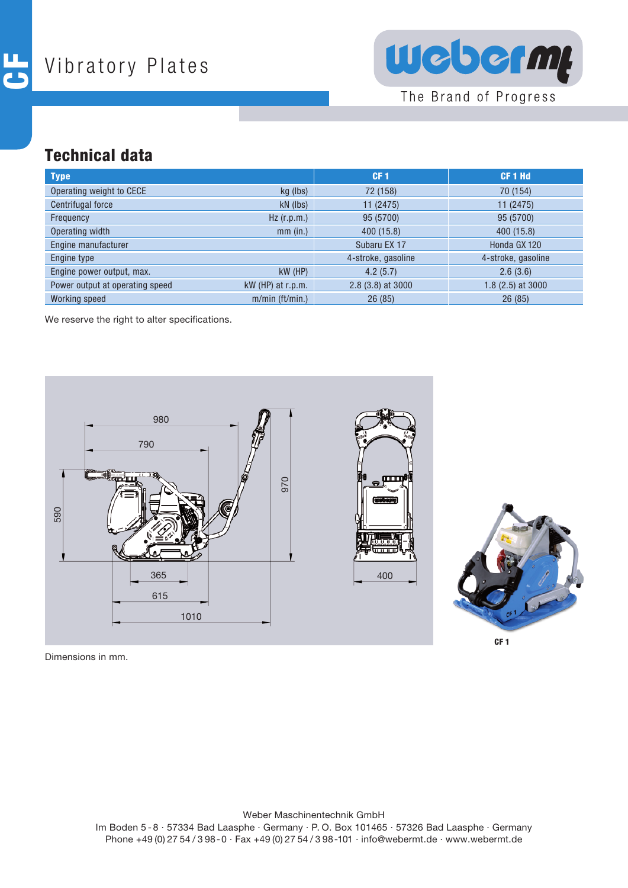# Vibratory Plates

weber mt
The Brand of Progress

## Technical data

| Type | | CF 1 | CF 1 Hd |
|---|---|---|---|
| Operating weight to CECE | kg (lbs) | 72 (158) | 70 (154) |
| Centrifugal force | kN (lbs) | 11 (2475) | 11 (2475) |
| Frequency | Hz (r.p.m.) | 95 (5700) | 95 (5700) |
| Operating width | mm (in.) | 400 (15.8) | 400 (15.8) |
| Engine manufacturer | | Subaru EX 17 | Honda GX 120 |
| Engine type | | 4-stroke, gasoline | 4-stroke, gasoline |
| Engine power output, max. | kW (HP) | 4.2 (5.7) | 2.6 (3.6) |
| Power output at operating speed | kW (HP) at r.p.m. | 2.8 (3.8) at 3000 | 1.8 (2.5) at 3000 |
| Working speed | m/min (ft/min.) | 26 (85) | 26 (85) |

We reserve the right to alter specifications.

980
790
590
970
365
615
1010
400

CF 1

Dimensions in mm.

Weber Maschinentechnik GmbH
Im Boden 5 - 8 · 57334 Bad Laasphe · Germany · P. O. Box 101465 · 57326 Bad Laasphe · Germany
Phone +49 (0) 27 54 / 3 98 - 0 · Fax +49 (0) 27 54 / 3 98 -101 · info@webermt.de · www.webermt.de